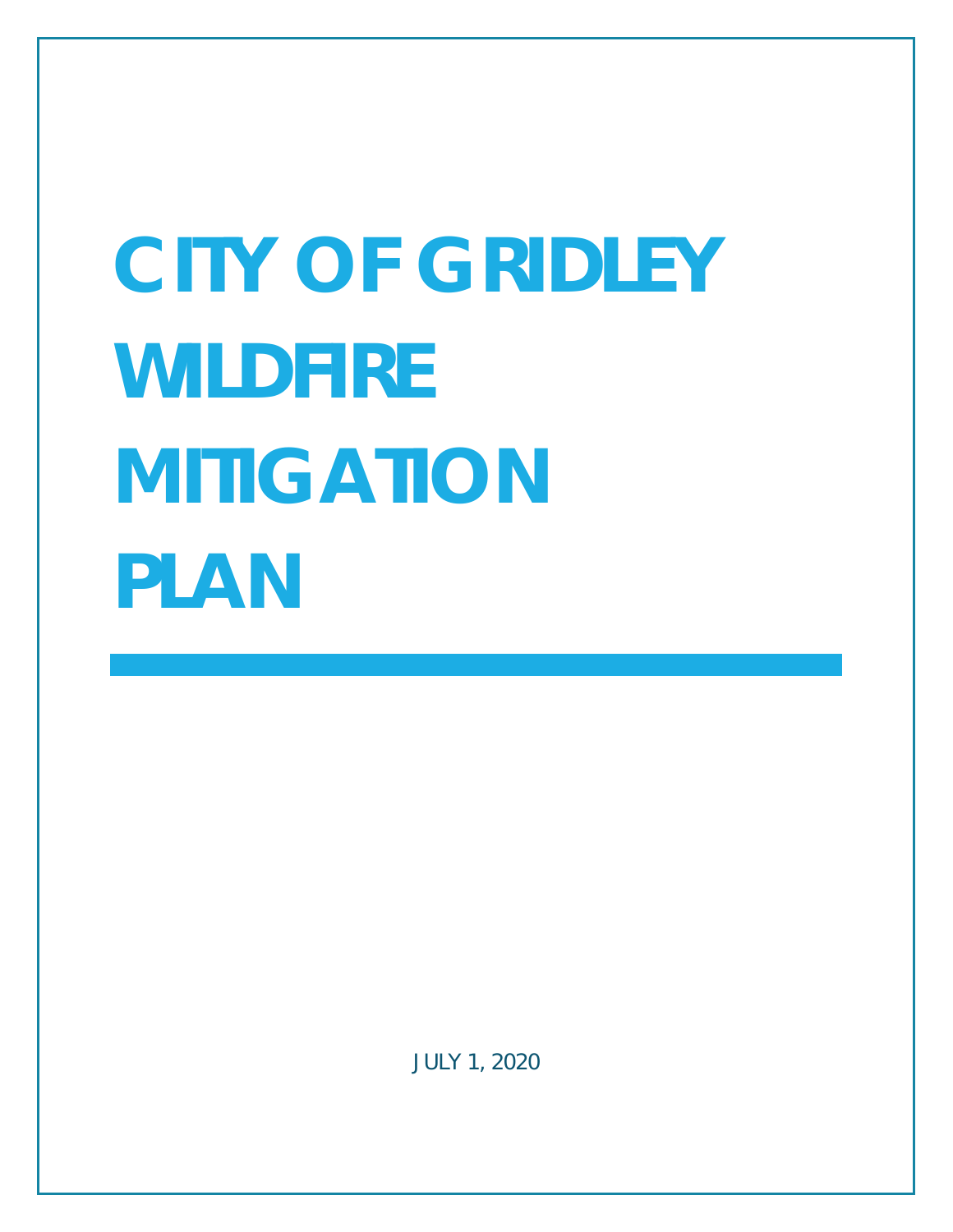# CITY OF GRIDLEY WILDFIRE MITIGATION PLAN

JULY 1, 2020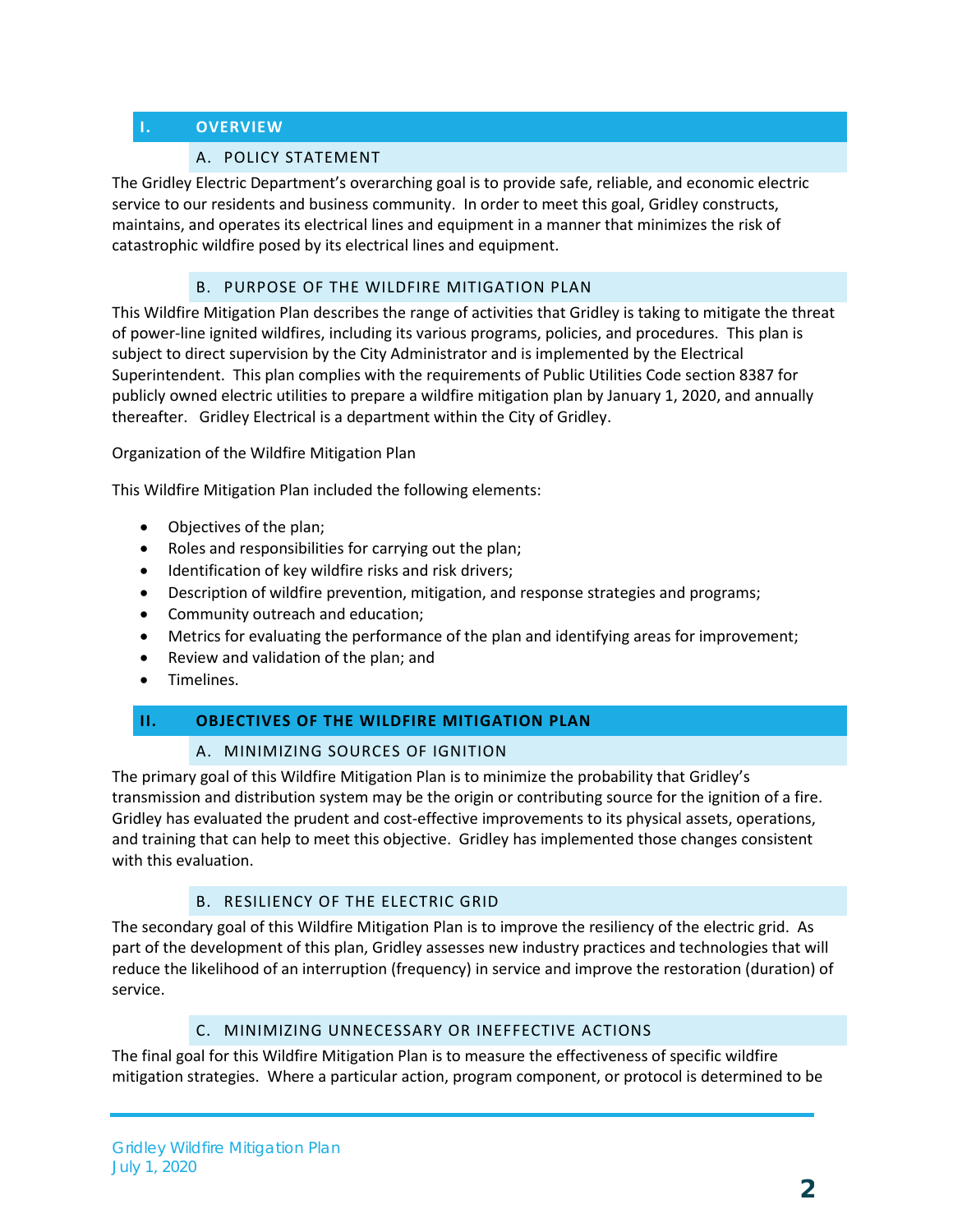# I. OVERVIEW

## A. POLICY STATEMENT

The Gridley Electric Department's overarching goal is to provide safe, reliable, and economic electric service to our residents and business community. In order to meet this goal, Gridley constructs, maintains, and operates its electrical lines and equipment in a manner that minimizes the risk of catastrophic wildfire posed by its electrical lines and equipment.

## B. PURPOSE OF THE WILDFIRE MITIGATION PLAN

This Wildfire Mitigation Plan describes the range of activities that Gridley is taking to mitigate the threat of power-line ignited wildfires, including its various programs, policies, and procedures. This plan is subject to direct supervision by the City Administrator and is implemented by the Electrical Superintendent. This plan complies with the requirements of Public Utilities Code section 8387 for publicly owned electric utilities to prepare a wildfire mitigation plan by January 1, 2020, and annually thereafter. Gridley Electrical is a department within the City of Gridley.

Organization of the Wildfire Mitigation Plan

This Wildfire Mitigation Plan included the following elements:

- Objectives of the plan;
- Roles and responsibilities for carrying out the plan;
- Identification of key wildfire risks and risk drivers;
- Description of wildfire prevention, mitigation, and response strategies and programs;
- Community outreach and education;
- Metrics for evaluating the performance of the plan and identifying areas for improvement;
- Review and validation of the plan; and
- Timelines.

# II. OBJECTIVES OF THE WILDFIRE MITIGATION PLAN

## A. MINIMIZING SOURCES OF IGNITION

The primary goal of this Wildfire Mitigation Plan is to minimize the probability that Gridley's transmission and distribution system may be the origin or contributing source for the ignition of a fire. Gridley has evaluated the prudent and cost-effective improvements to its physical assets, operations, and training that can help to meet this objective. Gridley has implemented those changes consistent with this evaluation.

## B. RESILIENCY OF THE ELECTRIC GRID

The secondary goal of this Wildfire Mitigation Plan is to improve the resiliency of the electric grid. As part of the development of this plan, Gridley assesses new industry practices and technologies that will reduce the likelihood of an interruption (frequency) in service and improve the restoration (duration) of service.

## C. MINIMIZING UNNECESSARY OR INEFFECTIVE ACTIONS

The final goal for this Wildfire Mitigation Plan is to measure the effectiveness of specific wildfire mitigation strategies. Where a particular action, program component, or protocol is determined to be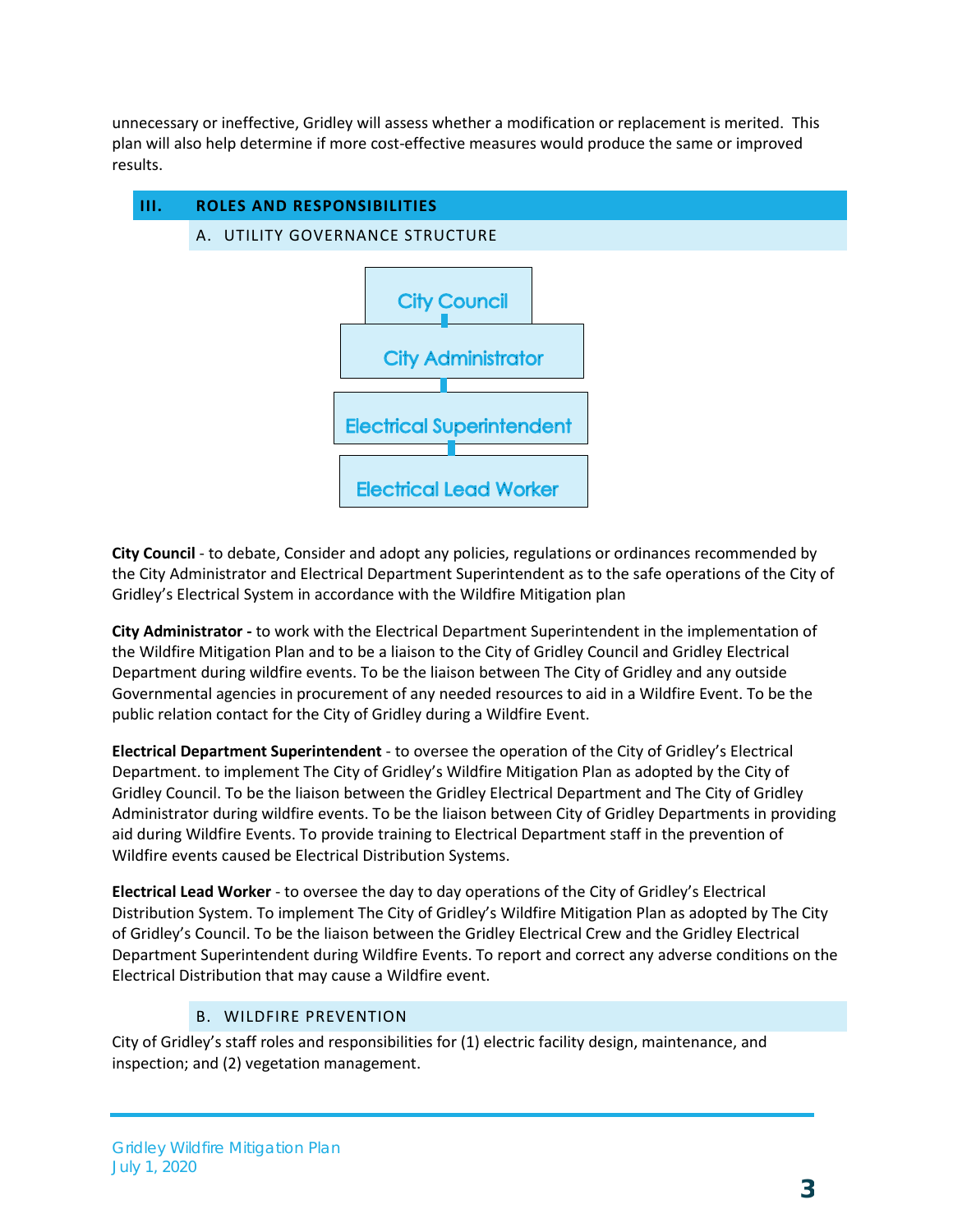unnecessary or ineffective, Gridley will assess whether a modification or replacement is merited. This plan will also help determine if more cost-effective measures would produce the same or improved results.

## III. ROLES AND RESPONSIBILITIES

### A. UTILITY GOVERNANCE STRUCTURE

City Council

City Administrator

Electrical Superintendent

Electrical Lead Worker

**City Council** - to debate, Consider and adopt any policies, regulations or ordinances recommended by the City Administrator and Electrical Department Superintendent as to the safe operations of the City of Gridley's Electrical System in accordance with the Wildfire Mitigation plan

**City Administrator -** to work with the Electrical Department Superintendent in the implementation of the Wildfire Mitigation Plan and to be a liaison to the City of Gridley Council and Gridley Electrical Department during wildfire events. To be the liaison between The City of Gridley and any outside Governmental agencies in procurement of any needed resources to aid in a Wildfire Event. To be the public relation contact for the City of Gridley during a Wildfire Event.

**Electrical Department Superintendent** - to oversee the operation of the City of Gridley's Electrical Department. to implement The City of Gridley's Wildfire Mitigation Plan as adopted by the City of Gridley Council. To be the liaison between the Gridley Electrical Department and The City of Gridley Administrator during wildfire events. To be the liaison between City of Gridley Departments in providing aid during Wildfire Events. To provide training to Electrical Department staff in the prevention of Wildfire events caused be Electrical Distribution Systems.

**Electrical Lead Worker** - to oversee the day to day operations of the City of Gridley's Electrical Distribution System. To implement The City of Gridley's Wildfire Mitigation Plan as adopted by The City of Gridley's Council. To be the liaison between the Gridley Electrical Crew and the Gridley Electrical Department Superintendent during Wildfire Events. To report and correct any adverse conditions on the Electrical Distribution that may cause a Wildfire event.

### B. WILDFIRE PREVENTION

City of Gridley's staff roles and responsibilities for (1) electric facility design, maintenance, and inspection; and (2) vegetation management.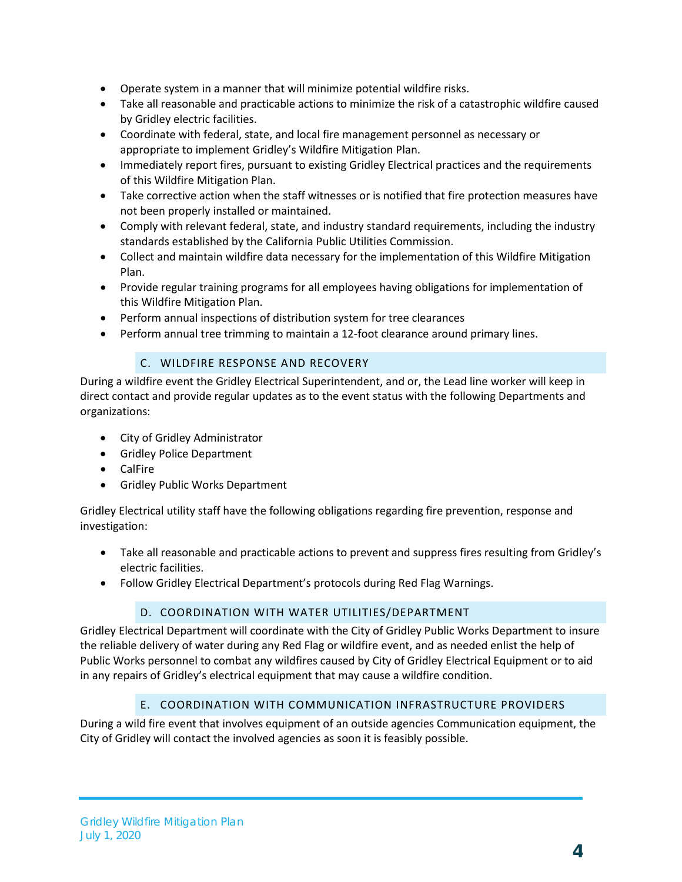- Operate system in a manner that will minimize potential wildfire risks.
- Take all reasonable and practicable actions to minimize the risk of a catastrophic wildfire caused by Gridley electric facilities.
- Coordinate with federal, state, and local fire management personnel as necessary or appropriate to implement Gridley's Wildfire Mitigation Plan.
- Immediately report fires, pursuant to existing Gridley Electrical practices and the requirements of this Wildfire Mitigation Plan.
- Take corrective action when the staff witnesses or is notified that fire protection measures have not been properly installed or maintained.
- Comply with relevant federal, state, and industry standard requirements, including the industry standards established by the California Public Utilities Commission.
- Collect and maintain wildfire data necessary for the implementation of this Wildfire Mitigation Plan.
- Provide regular training programs for all employees having obligations for implementation of this Wildfire Mitigation Plan.
- Perform annual inspections of distribution system for tree clearances
- Perform annual tree trimming to maintain a 12-foot clearance around primary lines.

### C. WILDFIRE RESPONSE AND RECOVERY

During a wildfire event the Gridley Electrical Superintendent, and or, the Lead line worker will keep in direct contact and provide regular updates as to the event status with the following Departments and organizations:

- City of Gridley Administrator
- Gridley Police Department
- CalFire
- Gridley Public Works Department

Gridley Electrical utility staff have the following obligations regarding fire prevention, response and investigation:

- Take all reasonable and practicable actions to prevent and suppress fires resulting from Gridley's electric facilities.
- Follow Gridley Electrical Department's protocols during Red Flag Warnings.

### D. COORDINATION WITH WATER UTILITIES/DEPARTMENT

Gridley Electrical Department will coordinate with the City of Gridley Public Works Department to insure the reliable delivery of water during any Red Flag or wildfire event, and as needed enlist the help of Public Works personnel to combat any wildfires caused by City of Gridley Electrical Equipment or to aid in any repairs of Gridley's electrical equipment that may cause a wildfire condition.

### E. COORDINATION WITH COMMUNICATION INFRASTRUCTURE PROVIDERS

During a wild fire event that involves equipment of an outside agencies Communication equipment, the City of Gridley will contact the involved agencies as soon it is feasibly possible.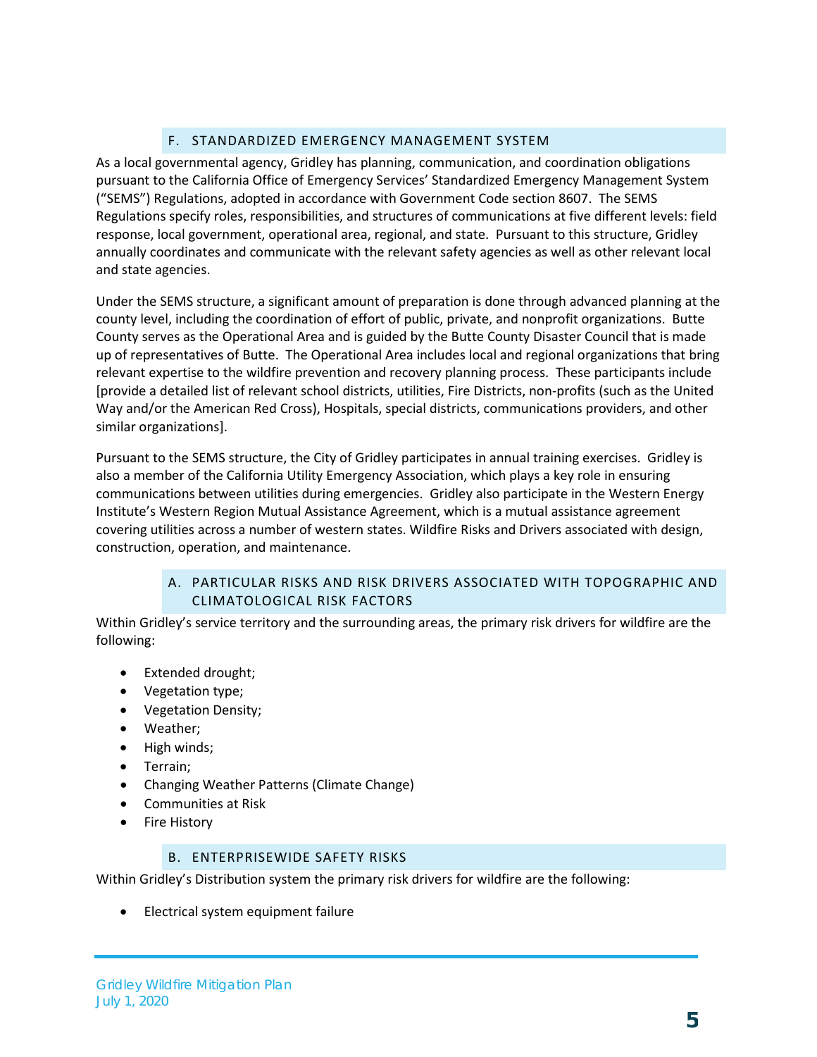## F. STANDARDIZED EMERGENCY MANAGEMENT SYSTEM

As a local governmental agency, Gridley has planning, communication, and coordination obligations pursuant to the California Office of Emergency Services' Standardized Emergency Management System ("SEMS") Regulations, adopted in accordance with Government Code section 8607. The SEMS Regulations specify roles, responsibilities, and structures of communications at five different levels: field response, local government, operational area, regional, and state. Pursuant to this structure, Gridley annually coordinates and communicate with the relevant safety agencies as well as other relevant local and state agencies.

Under the SEMS structure, a significant amount of preparation is done through advanced planning at the county level, including the coordination of effort of public, private, and nonprofit organizations. Butte County serves as the Operational Area and is guided by the Butte County Disaster Council that is made up of representatives of Butte. The Operational Area includes local and regional organizations that bring relevant expertise to the wildfire prevention and recovery planning process. These participants include [provide a detailed list of relevant school districts, utilities, Fire Districts, non-profits (such as the United Way and/or the American Red Cross), Hospitals, special districts, communications providers, and other similar organizations].

Pursuant to the SEMS structure, the City of Gridley participates in annual training exercises. Gridley is also a member of the California Utility Emergency Association, which plays a key role in ensuring communications between utilities during emergencies. Gridley also participate in the Western Energy Institute's Western Region Mutual Assistance Agreement, which is a mutual assistance agreement covering utilities across a number of western states. Wildfire Risks and Drivers associated with design, construction, operation, and maintenance.

## A. PARTICULAR RISKS AND RISK DRIVERS ASSOCIATED WITH TOPOGRAPHIC AND CLIMATOLOGICAL RISK FACTORS

Within Gridley's service territory and the surrounding areas, the primary risk drivers for wildfire are the following:

- Extended drought;
- Vegetation type;
- Vegetation Density;
- Weather;
- High winds;
- Terrain;
- Changing Weather Patterns (Climate Change)
- Communities at Risk
- Fire History

## B. ENTERPRISEWIDE SAFETY RISKS

Within Gridley's Distribution system the primary risk drivers for wildfire are the following:

- Electrical system equipment failure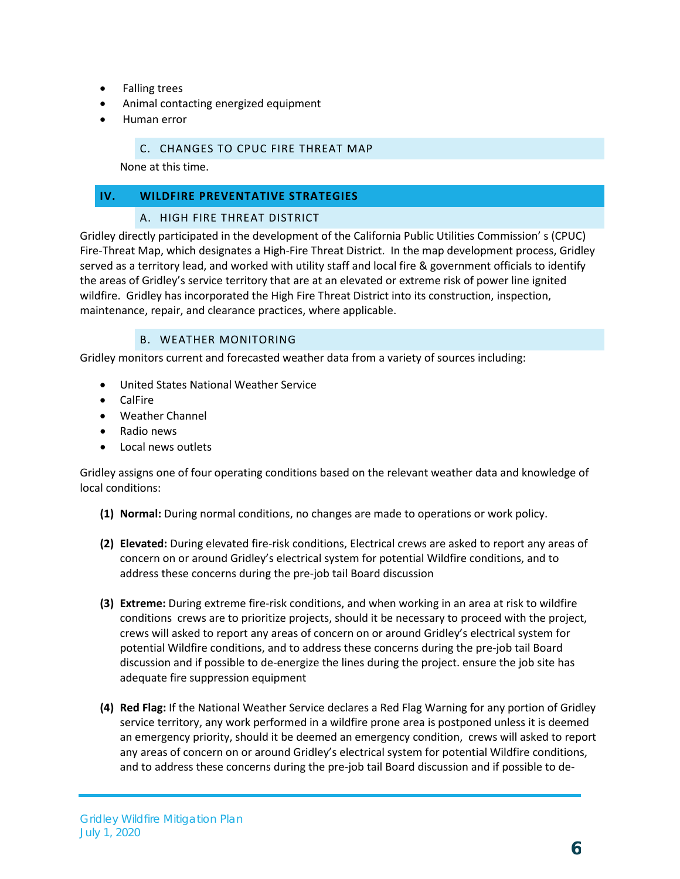- Falling trees
- Animal contacting energized equipment
- Human error

### C. CHANGES TO CPUC FIRE THREAT MAP

None at this time.

## IV. WILDFIRE PREVENTATIVE STRATEGIES

### A. HIGH FIRE THREAT DISTRICT

Gridley directly participated in the development of the California Public Utilities Commission' s (CPUC) Fire-Threat Map, which designates a High-Fire Threat District. In the map development process, Gridley served as a territory lead, and worked with utility staff and local fire & government officials to identify the areas of Gridley's service territory that are at an elevated or extreme risk of power line ignited wildfire. Gridley has incorporated the High Fire Threat District into its construction, inspection, maintenance, repair, and clearance practices, where applicable.

### B. WEATHER MONITORING

Gridley monitors current and forecasted weather data from a variety of sources including:

- United States National Weather Service
- CalFire
- Weather Channel
- Radio news
- Local news outlets

Gridley assigns one of four operating conditions based on the relevant weather data and knowledge of local conditions:

**(1) Normal:** During normal conditions, no changes are made to operations or work policy.

**(2) Elevated:** During elevated fire-risk conditions, Electrical crews are asked to report any areas of concern on or around Gridley's electrical system for potential Wildfire conditions, and to address these concerns during the pre-job tail Board discussion

**(3) Extreme:** During extreme fire-risk conditions, and when working in an area at risk to wildfire conditions crews are to prioritize projects, should it be necessary to proceed with the project, crews will asked to report any areas of concern on or around Gridley's electrical system for potential Wildfire conditions, and to address these concerns during the pre-job tail Board discussion and if possible to de-energize the lines during the project. ensure the job site has adequate fire suppression equipment

**(4) Red Flag:** If the National Weather Service declares a Red Flag Warning for any portion of Gridley service territory, any work performed in a wildfire prone area is postponed unless it is deemed an emergency priority, should it be deemed an emergency condition, crews will asked to report any areas of concern on or around Gridley's electrical system for potential Wildfire conditions, and to address these concerns during the pre-job tail Board discussion and if possible to de-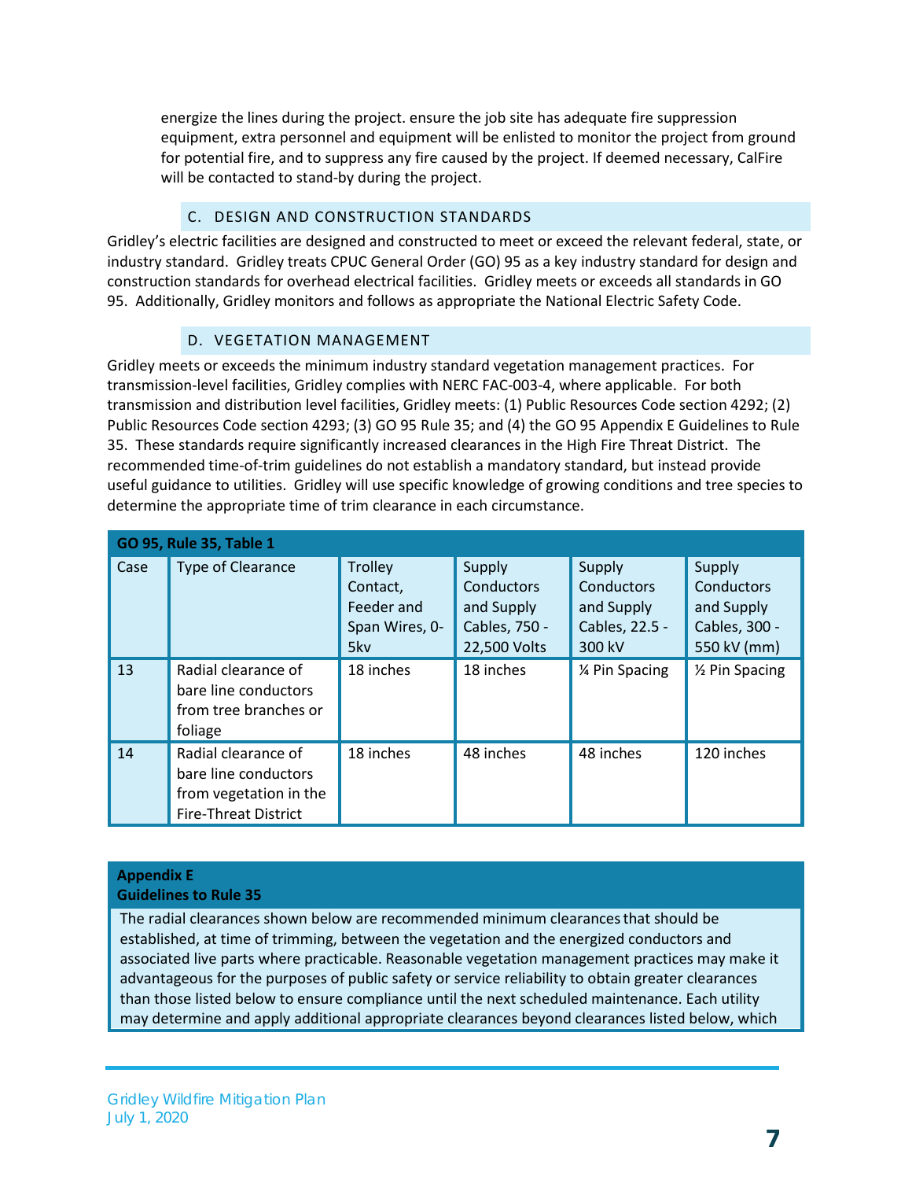energize the lines during the project. ensure the job site has adequate fire suppression equipment, extra personnel and equipment will be enlisted to monitor the project from ground for potential fire, and to suppress any fire caused by the project. If deemed necessary, CalFire will be contacted to stand-by during the project.

## C. DESIGN AND CONSTRUCTION STANDARDS

Gridley's electric facilities are designed and constructed to meet or exceed the relevant federal, state, or industry standard. Gridley treats CPUC General Order (GO) 95 as a key industry standard for design and construction standards for overhead electrical facilities. Gridley meets or exceeds all standards in GO 95. Additionally, Gridley monitors and follows as appropriate the National Electric Safety Code.

## D. VEGETATION MANAGEMENT

Gridley meets or exceeds the minimum industry standard vegetation management practices. For transmission-level facilities, Gridley complies with NERC FAC-003-4, where applicable. For both transmission and distribution level facilities, Gridley meets: (1) Public Resources Code section 4292; (2) Public Resources Code section 4293; (3) GO 95 Rule 35; and (4) the GO 95 Appendix E Guidelines to Rule 35. These standards require significantly increased clearances in the High Fire Threat District. The recommended time-of-trim guidelines do not establish a mandatory standard, but instead provide useful guidance to utilities. Gridley will use specific knowledge of growing conditions and tree species to determine the appropriate time of trim clearance in each circumstance.

**GO 95, Rule 35, Table 1**

| Case | Type of Clearance | Trolley Contact, Feeder and Span Wires, 0-5kv | Supply Conductors and Supply Cables, 750 - 22,500 Volts | Supply Conductors and Supply Cables, 22.5 - 300 kV | Supply Conductors and Supply Cables, 300 - 550 kV (mm) |
|---|---|---|---|---|---|
| 13 | Radial clearance of bare line conductors from tree branches or foliage | 18 inches | 18 inches | ¼ Pin Spacing | ½ Pin Spacing |
| 14 | Radial clearance of bare line conductors from vegetation in the Fire-Threat District | 18 inches | 48 inches | 48 inches | 120 inches |

**Appendix E**
**Guidelines to Rule 35**

The radial clearances shown below are recommended minimum clearances that should be established, at time of trimming, between the vegetation and the energized conductors and associated live parts where practicable. Reasonable vegetation management practices may make it advantageous for the purposes of public safety or service reliability to obtain greater clearances than those listed below to ensure compliance until the next scheduled maintenance. Each utility may determine and apply additional appropriate clearances beyond clearances listed below, which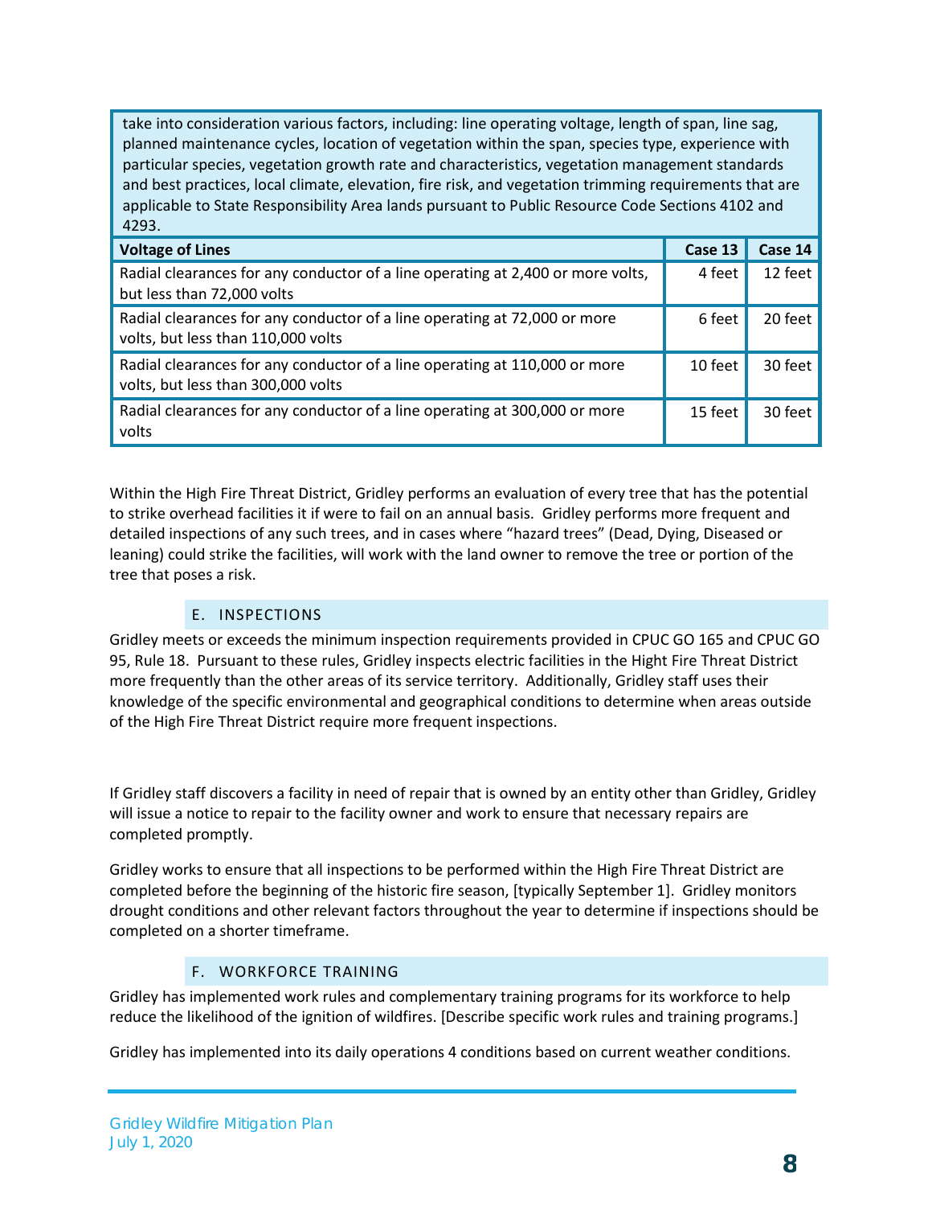take into consideration various factors, including: line operating voltage, length of span, line sag, planned maintenance cycles, location of vegetation within the span, species type, experience with particular species, vegetation growth rate and characteristics, vegetation management standards and best practices, local climate, elevation, fire risk, and vegetation trimming requirements that are applicable to State Responsibility Area lands pursuant to Public Resource Code Sections 4102 and 4293.

| Voltage of Lines | Case 13 | Case 14 |
|---|---|---|
| Radial clearances for any conductor of a line operating at 2,400 or more volts, but less than 72,000 volts | 4 feet | 12 feet |
| Radial clearances for any conductor of a line operating at 72,000 or more volts, but less than 110,000 volts | 6 feet | 20 feet |
| Radial clearances for any conductor of a line operating at 110,000 or more volts, but less than 300,000 volts | 10 feet | 30 feet |
| Radial clearances for any conductor of a line operating at 300,000 or more volts | 15 feet | 30 feet |

Within the High Fire Threat District, Gridley performs an evaluation of every tree that has the potential to strike overhead facilities it if were to fail on an annual basis. Gridley performs more frequent and detailed inspections of any such trees, and in cases where "hazard trees" (Dead, Dying, Diseased or leaning) could strike the facilities, will work with the land owner to remove the tree or portion of the tree that poses a risk.

## E. INSPECTIONS

Gridley meets or exceeds the minimum inspection requirements provided in CPUC GO 165 and CPUC GO 95, Rule 18. Pursuant to these rules, Gridley inspects electric facilities in the Hight Fire Threat District more frequently than the other areas of its service territory. Additionally, Gridley staff uses their knowledge of the specific environmental and geographical conditions to determine when areas outside of the High Fire Threat District require more frequent inspections.

If Gridley staff discovers a facility in need of repair that is owned by an entity other than Gridley, Gridley will issue a notice to repair to the facility owner and work to ensure that necessary repairs are completed promptly.

Gridley works to ensure that all inspections to be performed within the High Fire Threat District are completed before the beginning of the historic fire season, [typically September 1]. Gridley monitors drought conditions and other relevant factors throughout the year to determine if inspections should be completed on a shorter timeframe.

## F. WORKFORCE TRAINING

Gridley has implemented work rules and complementary training programs for its workforce to help reduce the likelihood of the ignition of wildfires. [Describe specific work rules and training programs.]

Gridley has implemented into its daily operations 4 conditions based on current weather conditions.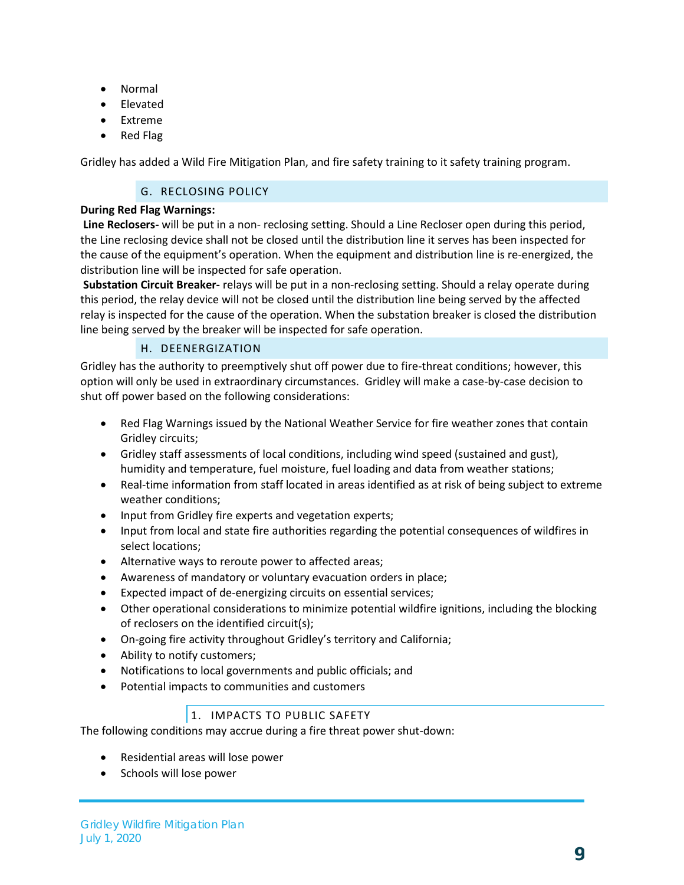- Normal
- Elevated
- Extreme
- Red Flag

Gridley has added a Wild Fire Mitigation Plan, and fire safety training to it safety training program.

## G. RECLOSING POLICY

**During Red Flag Warnings:**

**Line Reclosers-** will be put in a non- reclosing setting. Should a Line Recloser open during this period, the Line reclosing device shall not be closed until the distribution line it serves has been inspected for the cause of the equipment's operation. When the equipment and distribution line is re-energized, the distribution line will be inspected for safe operation.

**Substation Circuit Breaker-** relays will be put in a non-reclosing setting. Should a relay operate during this period, the relay device will not be closed until the distribution line being served by the affected relay is inspected for the cause of the operation. When the substation breaker is closed the distribution line being served by the breaker will be inspected for safe operation.

## H. DEENERGIZATION

Gridley has the authority to preemptively shut off power due to fire-threat conditions; however, this option will only be used in extraordinary circumstances. Gridley will make a case-by-case decision to shut off power based on the following considerations:

- Red Flag Warnings issued by the National Weather Service for fire weather zones that contain Gridley circuits;
- Gridley staff assessments of local conditions, including wind speed (sustained and gust), humidity and temperature, fuel moisture, fuel loading and data from weather stations;
- Real-time information from staff located in areas identified as at risk of being subject to extreme weather conditions;
- Input from Gridley fire experts and vegetation experts;
- Input from local and state fire authorities regarding the potential consequences of wildfires in select locations;
- Alternative ways to reroute power to affected areas;
- Awareness of mandatory or voluntary evacuation orders in place;
- Expected impact of de-energizing circuits on essential services;
- Other operational considerations to minimize potential wildfire ignitions, including the blocking of reclosers on the identified circuit(s);
- On-going fire activity throughout Gridley's territory and California;
- Ability to notify customers;
- Notifications to local governments and public officials; and
- Potential impacts to communities and customers

### 1. IMPACTS TO PUBLIC SAFETY

The following conditions may accrue during a fire threat power shut-down:

- Residential areas will lose power
- Schools will lose power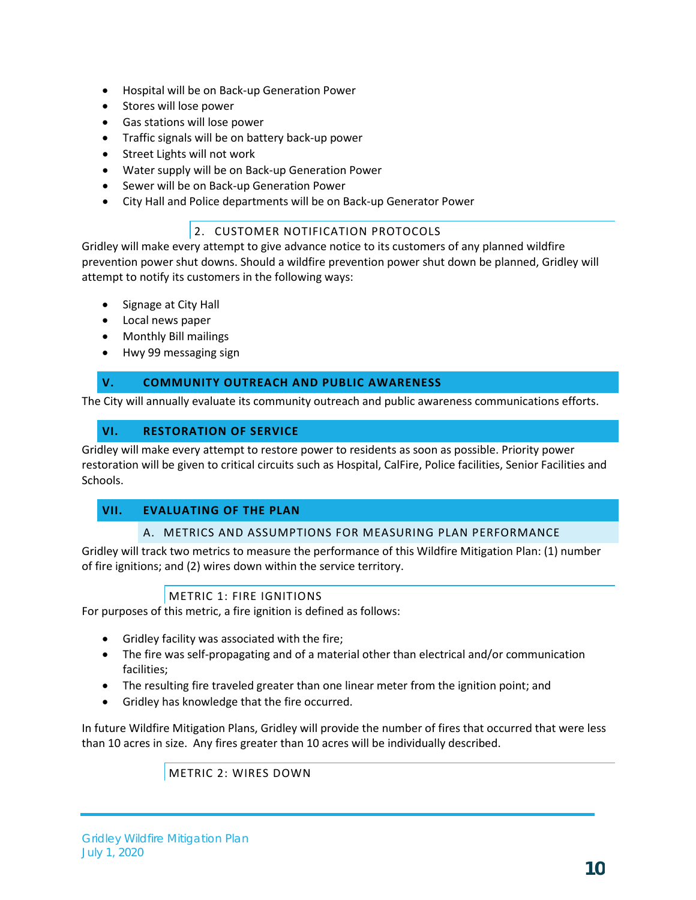- Hospital will be on Back-up Generation Power
- Stores will lose power
- Gas stations will lose power
- Traffic signals will be on battery back-up power
- Street Lights will not work
- Water supply will be on Back-up Generation Power
- Sewer will be on Back-up Generation Power
- City Hall and Police departments will be on Back-up Generator Power

#### 2. CUSTOMER NOTIFICATION PROTOCOLS

Gridley will make every attempt to give advance notice to its customers of any planned wildfire prevention power shut downs. Should a wildfire prevention power shut down be planned, Gridley will attempt to notify its customers in the following ways:

- Signage at City Hall
- Local news paper
- Monthly Bill mailings
- Hwy 99 messaging sign

## V. COMMUNITY OUTREACH AND PUBLIC AWARENESS

The City will annually evaluate its community outreach and public awareness communications efforts.

## VI. RESTORATION OF SERVICE

Gridley will make every attempt to restore power to residents as soon as possible. Priority power restoration will be given to critical circuits such as Hospital, CalFire, Police facilities, Senior Facilities and Schools.

## VII. EVALUATING OF THE PLAN

### A. METRICS AND ASSUMPTIONS FOR MEASURING PLAN PERFORMANCE

Gridley will track two metrics to measure the performance of this Wildfire Mitigation Plan: (1) number of fire ignitions; and (2) wires down within the service territory.

#### METRIC 1: FIRE IGNITIONS

For purposes of this metric, a fire ignition is defined as follows:

- Gridley facility was associated with the fire;
- The fire was self-propagating and of a material other than electrical and/or communication facilities;
- The resulting fire traveled greater than one linear meter from the ignition point; and
- Gridley has knowledge that the fire occurred.

In future Wildfire Mitigation Plans, Gridley will provide the number of fires that occurred that were less than 10 acres in size. Any fires greater than 10 acres will be individually described.

#### METRIC 2: WIRES DOWN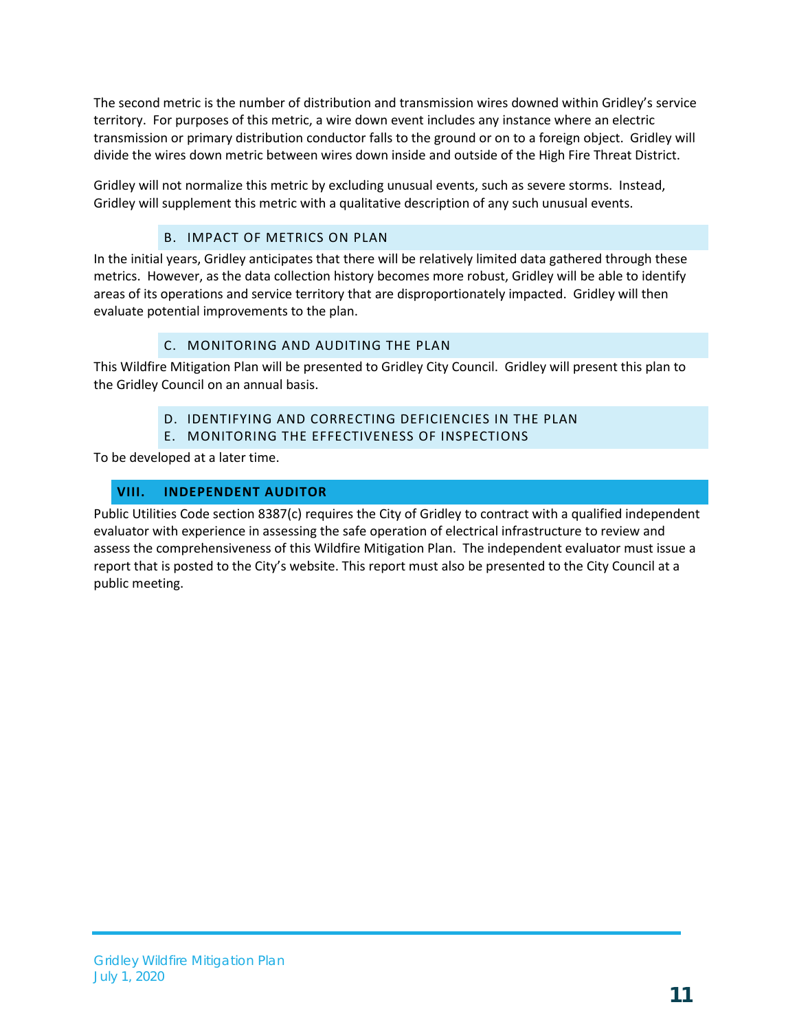The second metric is the number of distribution and transmission wires downed within Gridley's service territory. For purposes of this metric, a wire down event includes any instance where an electric transmission or primary distribution conductor falls to the ground or on to a foreign object. Gridley will divide the wires down metric between wires down inside and outside of the High Fire Threat District.

Gridley will not normalize this metric by excluding unusual events, such as severe storms. Instead, Gridley will supplement this metric with a qualitative description of any such unusual events.

### B. IMPACT OF METRICS ON PLAN

In the initial years, Gridley anticipates that there will be relatively limited data gathered through these metrics. However, as the data collection history becomes more robust, Gridley will be able to identify areas of its operations and service territory that are disproportionately impacted. Gridley will then evaluate potential improvements to the plan.

### C. MONITORING AND AUDITING THE PLAN

This Wildfire Mitigation Plan will be presented to Gridley City Council. Gridley will present this plan to the Gridley Council on an annual basis.

### D. IDENTIFYING AND CORRECTING DEFICIENCIES IN THE PLAN

### E. MONITORING THE EFFECTIVENESS OF INSPECTIONS

To be developed at a later time.

## VIII. INDEPENDENT AUDITOR

Public Utilities Code section 8387(c) requires the City of Gridley to contract with a qualified independent evaluator with experience in assessing the safe operation of electrical infrastructure to review and assess the comprehensiveness of this Wildfire Mitigation Plan. The independent evaluator must issue a report that is posted to the City's website. This report must also be presented to the City Council at a public meeting.